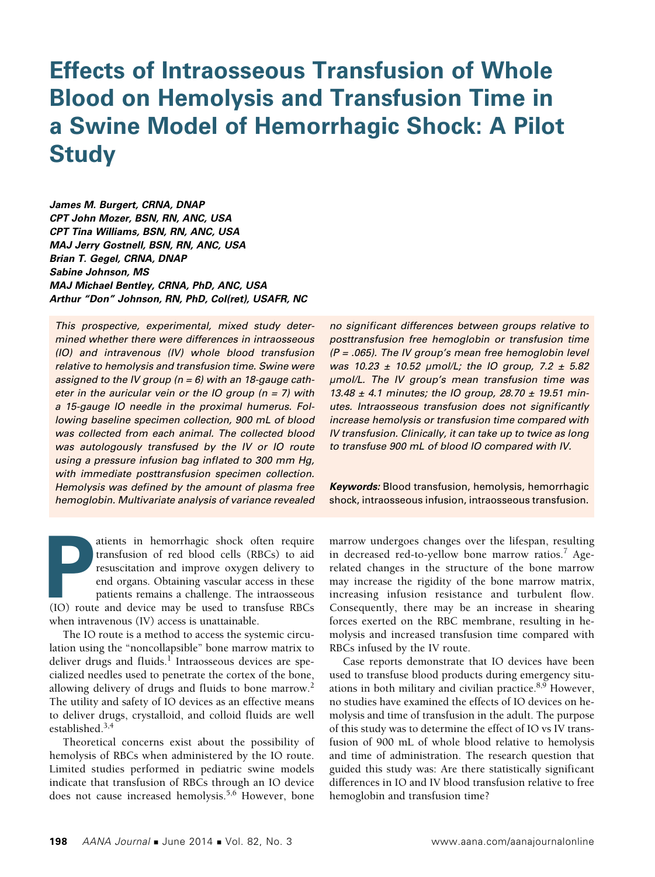# Effects of Intraosseous Transfusion of Whole Blood on Hemolysis and Transfusion Time in a Swine Model of Hemorrhagic Shock: A Pilot Study

***James M. Burgert, CRNA, DNAP***
***CPT John Mozer, BSN, RN, ANC, USA***
***CPT Tina Williams, BSN, RN, ANC, USA***
***MAJ Jerry Gostnell, BSN, RN, ANC, USA***
***Brian T. Gegel, CRNA, DNAP***
***Sabine Johnson, MS***
***MAJ Michael Bentley, CRNA, PhD, ANC, USA***
***Arthur "Don" Johnson, RN, PhD, Col(ret), USAFR, NC***

*This prospective, experimental, mixed study determined whether there were differences in intraosseous (IO) and intravenous (IV) whole blood transfusion relative to hemolysis and transfusion time. Swine were assigned to the IV group (n = 6) with an 18-gauge catheter in the auricular vein or the IO group (n = 7) with a 15-gauge IO needle in the proximal humerus. Following baseline specimen collection, 900 mL of blood was collected from each animal. The collected blood was autologously transfused by the IV or IO route using a pressure infusion bag inflated to 300 mm Hg, with immediate posttransfusion specimen collection. Hemolysis was defined by the amount of plasma free hemoglobin. Multivariate analysis of variance revealed no significant differences between groups relative to posttransfusion free hemoglobin or transfusion time (P = .065). The IV group's mean free hemoglobin level was 10.23 ± 10.52 μmol/L; the IO group, 7.2 ± 5.82 μmol/L. The IV group's mean transfusion time was 13.48 ± 4.1 minutes; the IO group, 28.70 ± 19.51 minutes. Intraosseous transfusion does not significantly increase hemolysis or transfusion time compared with IV transfusion. Clinically, it can take up to twice as long to transfuse 900 mL of blood IO compared with IV.*

**Keywords:** Blood transfusion, hemolysis, hemorrhagic shock, intraosseous infusion, intraosseous transfusion.

Patients in hemorrhagic shock often require transfusion of red blood cells (RBCs) to aid resuscitation and improve oxygen delivery to end organs. Obtaining vascular access in these patients remains a challenge. The intraosseous (IO) route and device may be used to transfuse RBCs when intravenous (IV) access is unattainable.

The IO route is a method to access the systemic circulation using the "noncollapsible" bone marrow matrix to deliver drugs and fluids.[1] Intraosseous devices are specialized needles used to penetrate the cortex of the bone, allowing delivery of drugs and fluids to bone marrow.[2] The utility and safety of IO devices as an effective means to deliver drugs, crystalloid, and colloid fluids are well established.[3,4]

Theoretical concerns exist about the possibility of hemolysis of RBCs when administered by the IO route. Limited studies performed in pediatric swine models indicate that transfusion of RBCs through an IO device does not cause increased hemolysis.[5,6] However, bone marrow undergoes changes over the lifespan, resulting in decreased red-to-yellow bone marrow ratios.[7] Age-related changes in the structure of the bone marrow may increase the rigidity of the bone marrow matrix, increasing infusion resistance and turbulent flow. Consequently, there may be an increase in shearing forces exerted on the RBC membrane, resulting in hemolysis and increased transfusion time compared with RBCs infused by the IV route.

Case reports demonstrate that IO devices have been used to transfuse blood products during emergency situations in both military and civilian practice.[8,9] However, no studies have examined the effects of IO devices on hemolysis and time of transfusion in the adult. The purpose of this study was to determine the effect of IO vs IV transfusion of 900 mL of whole blood relative to hemolysis and time of administration. The research question that guided this study was: Are there statistically significant differences in IO and IV blood transfusion relative to free hemoglobin and transfusion time?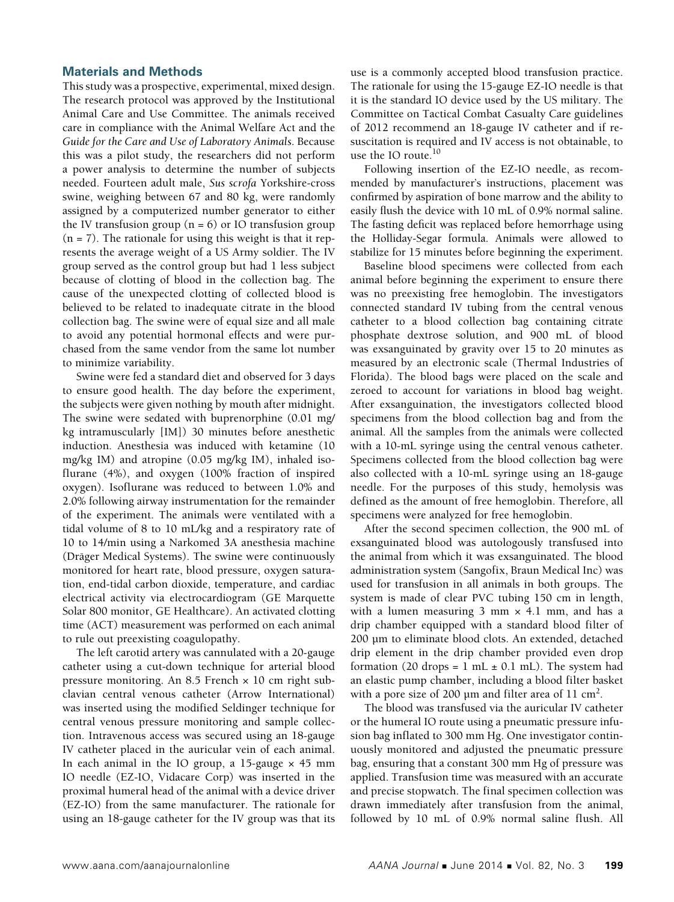## Materials and Methods

This study was a prospective, experimental, mixed design. The research protocol was approved by the Institutional Animal Care and Use Committee. The animals received care in compliance with the Animal Welfare Act and the *Guide for the Care and Use of Laboratory Animals*. Because this was a pilot study, the researchers did not perform a power analysis to determine the number of subjects needed. Fourteen adult male, *Sus scrofa* Yorkshire-cross swine, weighing between 67 and 80 kg, were randomly assigned by a computerized number generator to either the IV transfusion group (n = 6) or IO transfusion group (n = 7). The rationale for using this weight is that it represents the average weight of a US Army soldier. The IV group served as the control group but had 1 less subject because of clotting of blood in the collection bag. The cause of the unexpected clotting of collected blood is believed to be related to inadequate citrate in the blood collection bag. The swine were of equal size and all male to avoid any potential hormonal effects and were purchased from the same vendor from the same lot number to minimize variability.

Swine were fed a standard diet and observed for 3 days to ensure good health. The day before the experiment, the subjects were given nothing by mouth after midnight. The swine were sedated with buprenorphine (0.01 mg/kg intramuscularly [IM]) 30 minutes before anesthetic induction. Anesthesia was induced with ketamine (10 mg/kg IM) and atropine (0.05 mg/kg IM), inhaled isoflurane (4%), and oxygen (100% fraction of inspired oxygen). Isoflurane was reduced to between 1.0% and 2.0% following airway instrumentation for the remainder of the experiment. The animals were ventilated with a tidal volume of 8 to 10 mL/kg and a respiratory rate of 10 to 14/min using a Narkomed 3A anesthesia machine (Dräger Medical Systems). The swine were continuously monitored for heart rate, blood pressure, oxygen saturation, end-tidal carbon dioxide, temperature, and cardiac electrical activity via electrocardiogram (GE Marquette Solar 800 monitor, GE Healthcare). An activated clotting time (ACT) measurement was performed on each animal to rule out preexisting coagulopathy.

The left carotid artery was cannulated with a 20-gauge catheter using a cut-down technique for arterial blood pressure monitoring. An 8.5 French × 10 cm right subclavian central venous catheter (Arrow International) was inserted using the modified Seldinger technique for central venous pressure monitoring and sample collection. Intravenous access was secured using an 18-gauge IV catheter placed in the auricular vein of each animal. In each animal in the IO group, a 15-gauge × 45 mm IO needle (EZ-IO, Vidacare Corp) was inserted in the proximal humeral head of the animal with a device driver (EZ-IO) from the same manufacturer. The rationale for using an 18-gauge catheter for the IV group was that its use is a commonly accepted blood transfusion practice. The rationale for using the 15-gauge EZ-IO needle is that it is the standard IO device used by the US military. The Committee on Tactical Combat Casualty Care guidelines of 2012 recommend an 18-gauge IV catheter and if resuscitation is required and IV access is not obtainable, to use the IO route.[10]

Following insertion of the EZ-IO needle, as recommended by manufacturer's instructions, placement was confirmed by aspiration of bone marrow and the ability to easily flush the device with 10 mL of 0.9% normal saline. The fasting deficit was replaced before hemorrhage using the Holliday-Segar formula. Animals were allowed to stabilize for 15 minutes before beginning the experiment.

Baseline blood specimens were collected from each animal before beginning the experiment to ensure there was no preexisting free hemoglobin. The investigators connected standard IV tubing from the central venous catheter to a blood collection bag containing citrate phosphate dextrose solution, and 900 mL of blood was exsanguinated by gravity over 15 to 20 minutes as measured by an electronic scale (Thermal Industries of Florida). The blood bags were placed on the scale and zeroed to account for variations in blood bag weight. After exsanguination, the investigators collected blood specimens from the blood collection bag and from the animal. All the samples from the animals were collected with a 10-mL syringe using the central venous catheter. Specimens collected from the blood collection bag were also collected with a 10-mL syringe using an 18-gauge needle. For the purposes of this study, hemolysis was defined as the amount of free hemoglobin. Therefore, all specimens were analyzed for free hemoglobin.

After the second specimen collection, the 900 mL of exsanguinated blood was autologously transfused into the animal from which it was exsanguinated. The blood administration system (Sangofix, Braun Medical Inc) was used for transfusion in all animals in both groups. The system is made of clear PVC tubing 150 cm in length, with a lumen measuring 3 mm × 4.1 mm, and has a drip chamber equipped with a standard blood filter of 200 μm to eliminate blood clots. An extended, detached drip element in the drip chamber provided even drop formation (20 drops = 1 mL ± 0.1 mL). The system had an elastic pump chamber, including a blood filter basket with a pore size of 200 μm and filter area of 11 $cm^2$.

The blood was transfused via the auricular IV catheter or the humeral IO route using a pneumatic pressure infusion bag inflated to 300 mm Hg. One investigator continuously monitored and adjusted the pneumatic pressure bag, ensuring that a constant 300 mm Hg of pressure was applied. Transfusion time was measured with an accurate and precise stopwatch. The final specimen collection was drawn immediately after transfusion from the animal, followed by 10 mL of 0.9% normal saline flush. All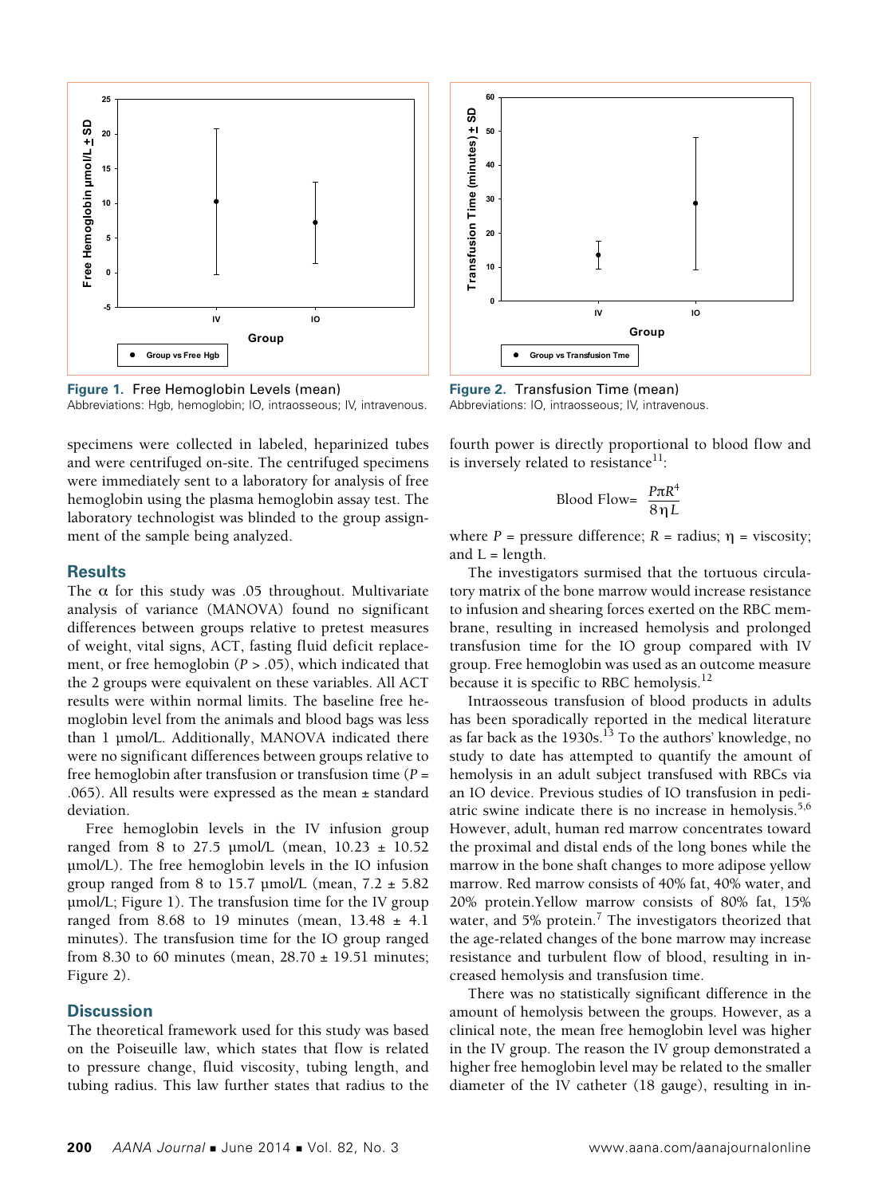Figure 1. Free Hemoglobin Levels (mean)
Abbreviations: Hgb, hemoglobin; IO, intraosseous; IV, intravenous.

Figure 2. Transfusion Time (mean)
Abbreviations: IO, intraosseous; IV, intravenous.

specimens were collected in labeled, heparinized tubes and were centrifuged on-site. The centrifuged specimens were immediately sent to a laboratory for analysis of free hemoglobin using the plasma hemoglobin assay test. The laboratory technologist was blinded to the group assignment of the sample being analyzed.

## Results

The α for this study was .05 throughout. Multivariate analysis of variance (MANOVA) found no significant differences between groups relative to pretest measures of weight, vital signs, ACT, fasting fluid deficit replacement, or free hemoglobin ($P > .05$), which indicated that the 2 groups were equivalent on these variables. All ACT results were within normal limits. The baseline free hemoglobin level from the animals and blood bags was less than 1 µmol/L. Additionally, MANOVA indicated there were no significant differences between groups relative to free hemoglobin after transfusion or transfusion time ($P = .065$). All results were expressed as the mean ± standard deviation.

Free hemoglobin levels in the IV infusion group ranged from 8 to 27.5 µmol/L (mean, 10.23 ± 10.52 µmol/L). The free hemoglobin levels in the IO infusion group ranged from 8 to 15.7 µmol/L (mean, 7.2 ± 5.82 µmol/L; Figure 1). The transfusion time for the IV group ranged from 8.68 to 19 minutes (mean, 13.48 ± 4.1 minutes). The transfusion time for the IO group ranged from 8.30 to 60 minutes (mean, 28.70 ± 19.51 minutes; Figure 2).

## Discussion

The theoretical framework used for this study was based on the Poiseuille law, which states that flow is related to pressure change, fluid viscosity, tubing length, and tubing radius. This law further states that radius to the fourth power is directly proportional to blood flow and is inversely related to resistance[11]:

$$\text{Blood Flow} = \frac{P\pi R^4}{8\eta L}$$

where $P$ = pressure difference; $R$ = radius; $\eta$ = viscosity; and L = length.

The investigators surmised that the tortuous circulatory matrix of the bone marrow would increase resistance to infusion and shearing forces exerted on the RBC membrane, resulting in increased hemolysis and prolonged transfusion time for the IO group compared with IV group. Free hemoglobin was used as an outcome measure because it is specific to RBC hemolysis.[12]

Intraosseous transfusion of blood products in adults has been sporadically reported in the medical literature as far back as the 1930s.[13] To the authors' knowledge, no study to date has attempted to quantify the amount of hemolysis in an adult subject transfused with RBCs via an IO device. Previous studies of IO transfusion in pediatric swine indicate there is no increase in hemolysis.[5,6] However, adult, human red marrow concentrates toward the proximal and distal ends of the long bones while the marrow in the bone shaft changes to more adipose yellow marrow. Red marrow consists of 40% fat, 40% water, and 20% protein.Yellow marrow consists of 80% fat, 15% water, and 5% protein.[7] The investigators theorized that the age-related changes of the bone marrow may increase resistance and turbulent flow of blood, resulting in increased hemolysis and transfusion time.

There was no statistically significant difference in the amount of hemolysis between the groups. However, as a clinical note, the mean free hemoglobin level was higher in the IV group. The reason the IV group demonstrated a higher free hemoglobin level may be related to the smaller diameter of the IV catheter (18 gauge), resulting in in-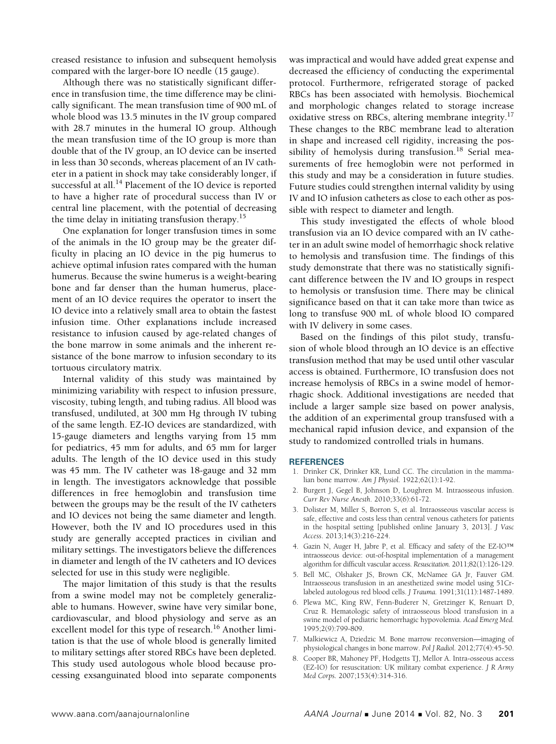creased resistance to infusion and subsequent hemolysis compared with the larger-bore IO needle (15 gauge).

Although there was no statistically significant difference in transfusion time, the time difference may be clinically significant. The mean transfusion time of 900 mL of whole blood was 13.5 minutes in the IV group compared with 28.7 minutes in the humeral IO group. Although the mean transfusion time of the IO group is more than double that of the IV group, an IO device can be inserted in less than 30 seconds, whereas placement of an IV catheter in a patient in shock may take considerably longer, if successful at all.[14] Placement of the IO device is reported to have a higher rate of procedural success than IV or central line placement, with the potential of decreasing the time delay in initiating transfusion therapy.[15]

One explanation for longer transfusion times in some of the animals in the IO group may be the greater difficulty in placing an IO device in the pig humerus to achieve optimal infusion rates compared with the human humerus. Because the swine humerus is a weight-bearing bone and far denser than the human humerus, placement of an IO device requires the operator to insert the IO device into a relatively small area to obtain the fastest infusion time. Other explanations include increased resistance to infusion caused by age-related changes of the bone marrow in some animals and the inherent resistance of the bone marrow to infusion secondary to its tortuous circulatory matrix.

Internal validity of this study was maintained by minimizing variability with respect to infusion pressure, viscosity, tubing length, and tubing radius. All blood was transfused, undiluted, at 300 mm Hg through IV tubing of the same length. EZ-IO devices are standardized, with 15-gauge diameters and lengths varying from 15 mm for pediatrics, 45 mm for adults, and 65 mm for larger adults. The length of the IO device used in this study was 45 mm. The IV catheter was 18-gauge and 32 mm in length. The investigators acknowledge that possible differences in free hemoglobin and transfusion time between the groups may be the result of the IV catheters and IO devices not being the same diameter and length. However, both the IV and IO procedures used in this study are generally accepted practices in civilian and military settings. The investigators believe the differences in diameter and length of the IV catheters and IO devices selected for use in this study were negligible.

The major limitation of this study is that the results from a swine model may not be completely generalizable to humans. However, swine have very similar bone, cardiovascular, and blood physiology and serve as an excellent model for this type of research.[16] Another limitation is that the use of whole blood is generally limited to military settings after stored RBCs have been depleted. This study used autologous whole blood because processing exsanguinated blood into separate components was impractical and would have added great expense and decreased the efficiency of conducting the experimental protocol. Furthermore, refrigerated storage of packed RBCs has been associated with hemolysis. Biochemical and morphologic changes related to storage increase oxidative stress on RBCs, altering membrane integrity.[17] These changes to the RBC membrane lead to alteration in shape and increased cell rigidity, increasing the possibility of hemolysis during transfusion.[18] Serial measurements of free hemoglobin were not performed in this study and may be a consideration in future studies. Future studies could strengthen internal validity by using IV and IO infusion catheters as close to each other as possible with respect to diameter and length.

This study investigated the effects of whole blood transfusion via an IO device compared with an IV catheter in an adult swine model of hemorrhagic shock relative to hemolysis and transfusion time. The findings of this study demonstrate that there was no statistically significant difference between the IV and IO groups in respect to hemolysis or transfusion time. There may be clinical significance based on that it can take more than twice as long to transfuse 900 mL of whole blood IO compared with IV delivery in some cases.

Based on the findings of this pilot study, transfusion of whole blood through an IO device is an effective transfusion method that may be used until other vascular access is obtained. Furthermore, IO transfusion does not increase hemolysis of RBCs in a swine model of hemorrhagic shock. Additional investigations are needed that include a larger sample size based on power analysis, the addition of an experimental group transfused with a mechanical rapid infusion device, and expansion of the study to randomized controlled trials in humans.

## REFERENCES

1. Drinker CK, Drinker KR, Lund CC. The circulation in the mammalian bone marrow. *Am J Physiol.* 1922;62(1):1-92.
2. Burgert J, Gegel B, Johnson D, Loughren M. Intraosseous infusion. *Curr Rev Nurse Anesth.* 2010;33(6):61-72.
3. Dolister M, Miller S, Borron S, et al. Intraosseous vascular access is safe, effective and costs less than central venous catheters for patients in the hospital setting [published online January 3, 2013]. *J Vasc Access.* 2013;14(3):216-224.
4. Gazin N, Auger H, Jabre P, et al. Efficacy and safety of the EZ-IO™ intraosseous device: out-of-hospital implementation of a management algorithm for difficult vascular access. *Resuscitation.* 2011;82(1):126-129.
5. Bell MC, Olshaker JS, Brown CK, McNamee GA Jr, Fauver GM. Intraosseous transfusion in an anesthetized swine model using 51Cr-labeled autologous red blood cells. *J Trauma.* 1991;31(11):1487-1489.
6. Plewa MC, King RW, Fenn-Buderer N, Gretzinger K, Renuart D, Cruz R. Hematologic safety of intraosseous blood transfusion in a swine model of pediatric hemorrhagic hypovolemia. *Acad Emerg Med.* 1995;2(9):799-809.
7. Malkiewicz A, Dziedzic M. Bone marrow reconversion—imaging of physiological changes in bone marrow. *Pol J Radiol.* 2012;77(4):45-50.
8. Cooper BR, Mahoney PF, Hodgetts TJ, Mellor A. Intra-osseous access (EZ-IO) for resuscitation: UK military combat experience. *J R Army Med Corps.* 2007;153(4):314-316.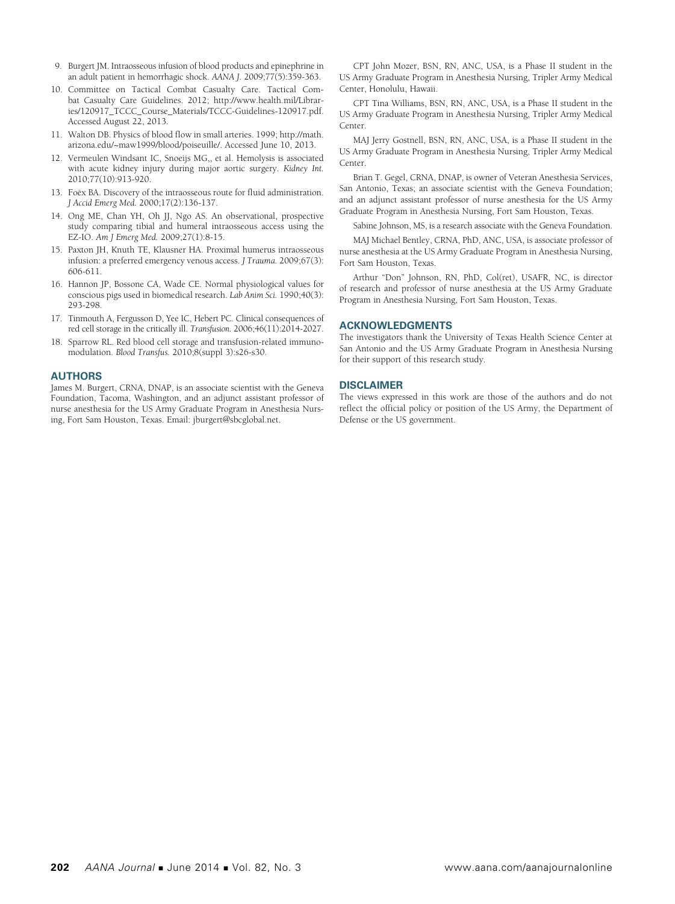9. Burgert JM. Intraosseous infusion of blood products and epinephrine in an adult patient in hemorrhagic shock. *AANA J.* 2009;77(5):359-363.
10. Committee on Tactical Combat Casualty Care. Tactical Combat Casualty Care Guidelines. 2012; http://www.health.mil/Libraries/120917_TCCC_Course_Materials/TCCC-Guidelines-120917.pdf. Accessed August 22, 2013.
11. Walton DB. Physics of blood flow in small arteries. 1999; http://math.arizona.edu/~maw1999/blood/poiseuille/. Accessed June 10, 2013.
12. Vermeulen Windsant IC, Snoeijs MG,, et al. Hemolysis is associated with acute kidney injury during major aortic surgery. *Kidney Int.* 2010;77(10):913-920.
13. Foëx BA. Discovery of the intraosseous route for fluid administration. *J Accid Emerg Med.* 2000;17(2):136-137.
14. Ong ME, Chan YH, Oh JJ, Ngo AS. An observational, prospective study comparing tibial and humeral intraosseous access using the EZ-IO. *Am J Emerg Med.* 2009;27(1):8-15.
15. Paxton JH, Knuth TE, Klausner HA. Proximal humerus intraosseous infusion: a preferred emergency venous access. *J Trauma.* 2009;67(3):606-611.
16. Hannon JP, Bossone CA, Wade CE. Normal physiological values for conscious pigs used in biomedical research. *Lab Anim Sci.* 1990;40(3):293-298.
17. Tinmouth A, Fergusson D, Yee IC, Hebert PC. Clinical consequences of red cell storage in the critically ill. *Transfusion.* 2006;46(11):2014-2027.
18. Sparrow RL. Red blood cell storage and transfusion-related immunomodulation. *Blood Transfus.* 2010;8(suppl 3):s26-s30.

## AUTHORS

James M. Burgert, CRNA, DNAP, is an associate scientist with the Geneva Foundation, Tacoma, Washington, and an adjunct assistant professor of nurse anesthesia for the US Army Graduate Program in Anesthesia Nursing, Fort Sam Houston, Texas. Email: jburgert@sbcglobal.net.

CPT John Mozer, BSN, RN, ANC, USA, is a Phase II student in the US Army Graduate Program in Anesthesia Nursing, Tripler Army Medical Center, Honolulu, Hawaii.

CPT Tina Williams, BSN, RN, ANC, USA, is a Phase II student in the US Army Graduate Program in Anesthesia Nursing, Tripler Army Medical Center.

MAJ Jerry Gostnell, BSN, RN, ANC, USA, is a Phase II student in the US Army Graduate Program in Anesthesia Nursing, Tripler Army Medical Center.

Brian T. Gegel, CRNA, DNAP, is owner of Veteran Anesthesia Services, San Antonio, Texas; an associate scientist with the Geneva Foundation; and an adjunct assistant professor of nurse anesthesia for the US Army Graduate Program in Anesthesia Nursing, Fort Sam Houston, Texas.

Sabine Johnson, MS, is a research associate with the Geneva Foundation.

MAJ Michael Bentley, CRNA, PhD, ANC, USA, is associate professor of nurse anesthesia at the US Army Graduate Program in Anesthesia Nursing, Fort Sam Houston, Texas.

Arthur "Don" Johnson, RN, PhD, Col(ret), USAFR, NC, is director of research and professor of nurse anesthesia at the US Army Graduate Program in Anesthesia Nursing, Fort Sam Houston, Texas.

## ACKNOWLEDGMENTS

The investigators thank the University of Texas Health Science Center at San Antonio and the US Army Graduate Program in Anesthesia Nursing for their support of this research study.

## DISCLAIMER

The views expressed in this work are those of the authors and do not reflect the official policy or position of the US Army, the Department of Defense or the US government.